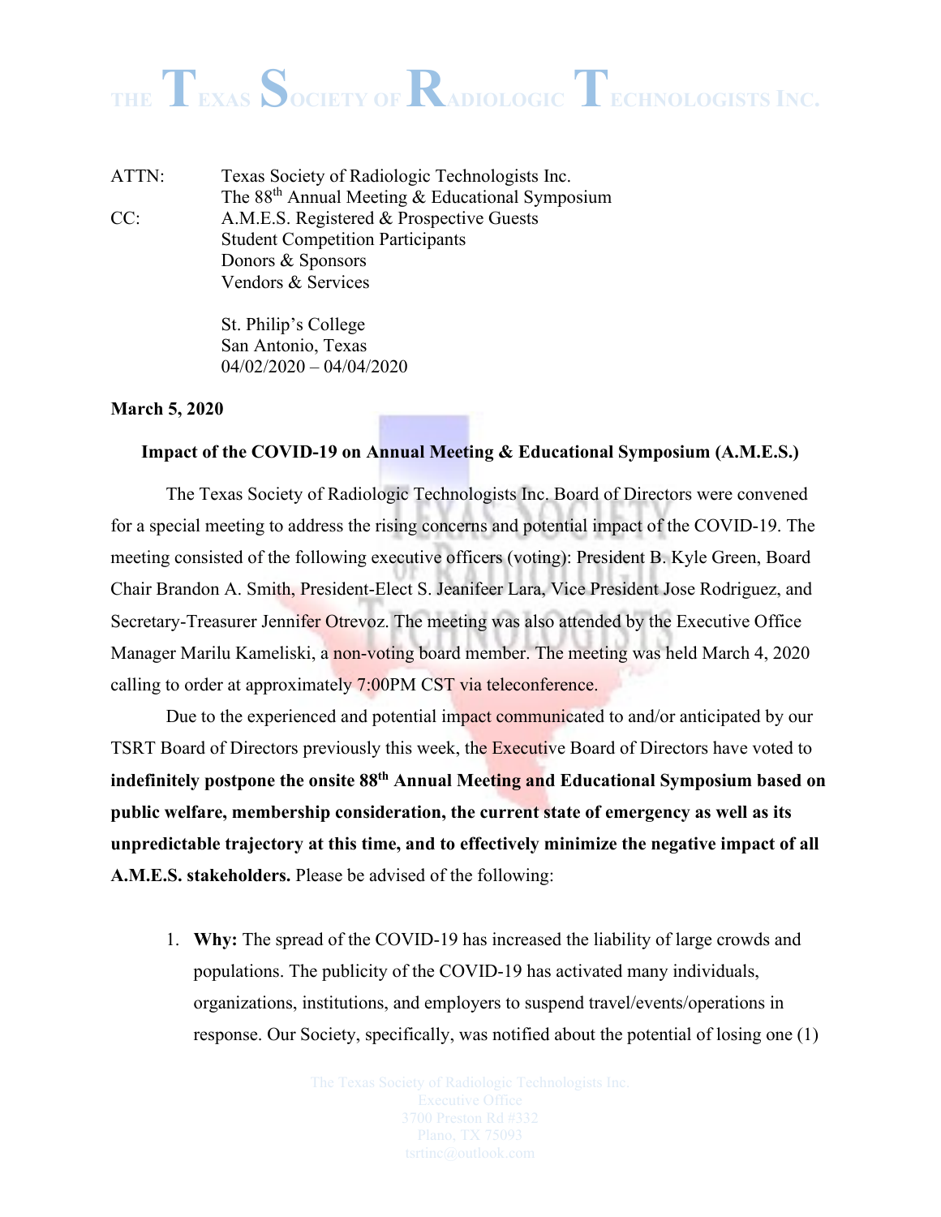# THE TEXAS SOCIETY OF RADIOLOGIC TECHNOLOGISTS INC.

ATTN: Texas Society of Radiologic Technologists Inc.
The 88th Annual Meeting & Educational Symposium

CC: A.M.E.S. Registered & Prospective Guests
Student Competition Participants
Donors & Sponsors
Vendors & Services

St. Philip's College
San Antonio, Texas
04/02/2020 – 04/04/2020

**March 5, 2020**

**Impact of the COVID-19 on Annual Meeting & Educational Symposium (A.M.E.S.)**

The Texas Society of Radiologic Technologists Inc. Board of Directors were convened for a special meeting to address the rising concerns and potential impact of the COVID-19. The meeting consisted of the following executive officers (voting): President B. Kyle Green, Board Chair Brandon A. Smith, President-Elect S. Jeanifeer Lara, Vice President Jose Rodriguez, and Secretary-Treasurer Jennifer Otrevoz. The meeting was also attended by the Executive Office Manager Marilu Kameliski, a non-voting board member. The meeting was held March 4, 2020 calling to order at approximately 7:00PM CST via teleconference.

Due to the experienced and potential impact communicated to and/or anticipated by our TSRT Board of Directors previously this week, the Executive Board of Directors have voted to **indefinitely postpone the onsite 88th Annual Meeting and Educational Symposium based on public welfare, membership consideration, the current state of emergency as well as its unpredictable trajectory at this time, and to effectively minimize the negative impact of all A.M.E.S. stakeholders.** Please be advised of the following:

1. **Why:** The spread of the COVID-19 has increased the liability of large crowds and populations. The publicity of the COVID-19 has activated many individuals, organizations, institutions, and employers to suspend travel/events/operations in response. Our Society, specifically, was notified about the potential of losing one (1)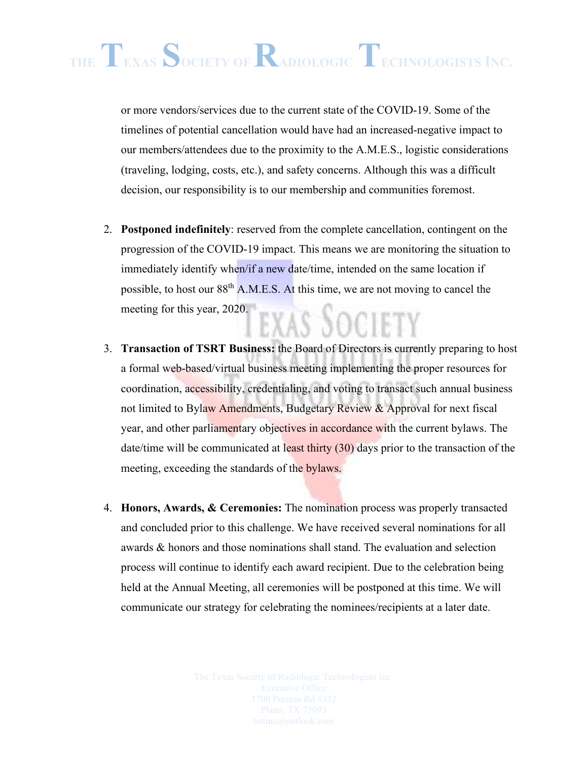or more vendors/services due to the current state of the COVID-19. Some of the timelines of potential cancellation would have had an increased-negative impact to our members/attendees due to the proximity to the A.M.E.S., logistic considerations (traveling, lodging, costs, etc.), and safety concerns. Although this was a difficult decision, our responsibility is to our membership and communities foremost.

2. **Postponed indefinitely**: reserved from the complete cancellation, contingent on the progression of the COVID-19 impact. This means we are monitoring the situation to immediately identify when/if a new date/time, intended on the same location if possible, to host our 88th A.M.E.S. At this time, we are not moving to cancel the meeting for this year, 2020.

3. **Transaction of TSRT Business:** the Board of Directors is currently preparing to host a formal web-based/virtual business meeting implementing the proper resources for coordination, accessibility, credentialing, and voting to transact such annual business not limited to Bylaw Amendments, Budgetary Review & Approval for next fiscal year, and other parliamentary objectives in accordance with the current bylaws. The date/time will be communicated at least thirty (30) days prior to the transaction of the meeting, exceeding the standards of the bylaws.

4. **Honors, Awards, & Ceremonies:** The nomination process was properly transacted and concluded prior to this challenge. We have received several nominations for all awards & honors and those nominations shall stand. The evaluation and selection process will continue to identify each award recipient. Due to the celebration being held at the Annual Meeting, all ceremonies will be postponed at this time. We will communicate our strategy for celebrating the nominees/recipients at a later date.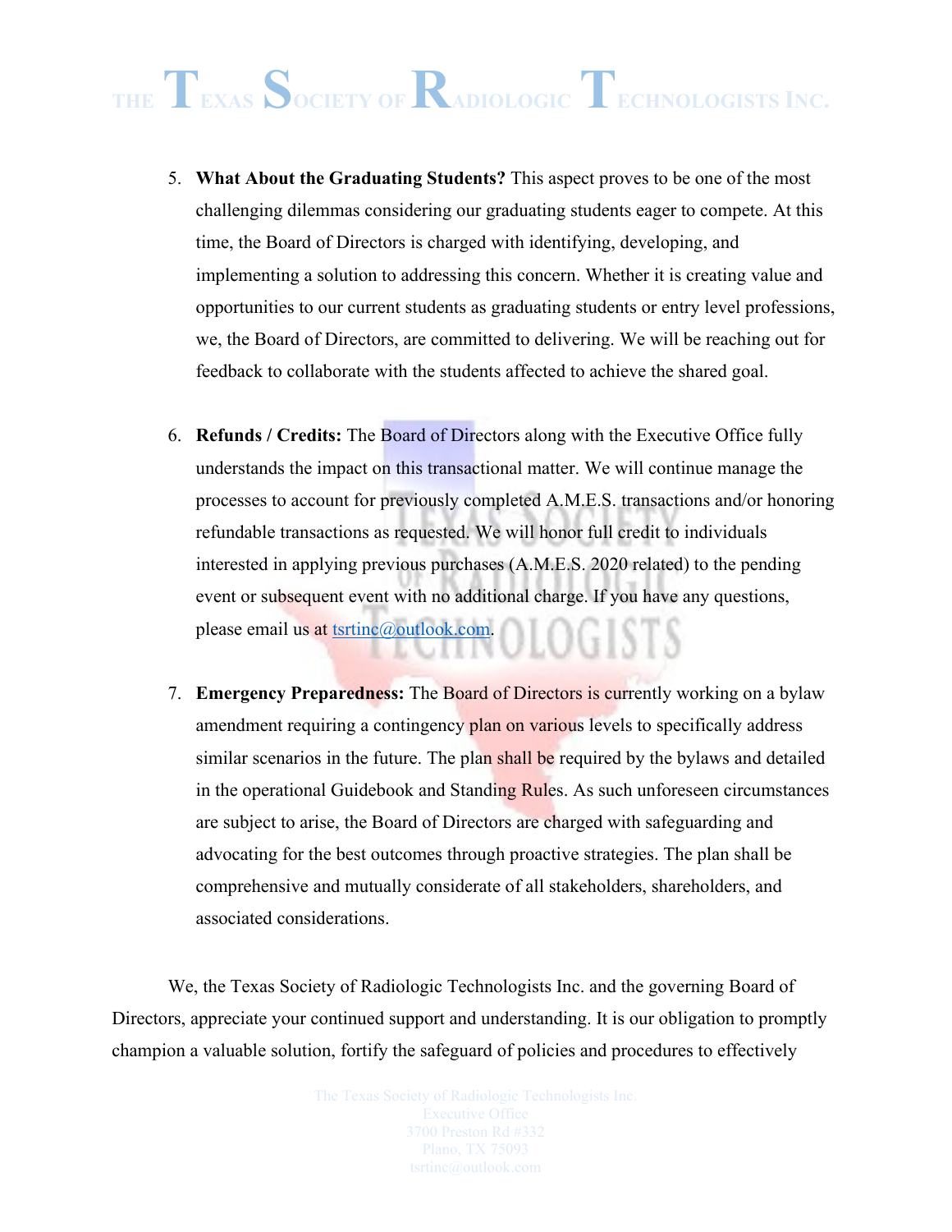5. **What About the Graduating Students?** This aspect proves to be one of the most challenging dilemmas considering our graduating students eager to compete. At this time, the Board of Directors is charged with identifying, developing, and implementing a solution to addressing this concern. Whether it is creating value and opportunities to our current students as graduating students or entry level professions, we, the Board of Directors, are committed to delivering. We will be reaching out for feedback to collaborate with the students affected to achieve the shared goal.

6. **Refunds / Credits:** The Board of Directors along with the Executive Office fully understands the impact on this transactional matter. We will continue manage the processes to account for previously completed A.M.E.S. transactions and/or honoring refundable transactions as requested. We will honor full credit to individuals interested in applying previous purchases (A.M.E.S. 2020 related) to the pending event or subsequent event with no additional charge. If you have any questions, please email us at tsrtinc@outlook.com.

7. **Emergency Preparedness:** The Board of Directors is currently working on a bylaw amendment requiring a contingency plan on various levels to specifically address similar scenarios in the future. The plan shall be required by the bylaws and detailed in the operational Guidebook and Standing Rules. As such unforeseen circumstances are subject to arise, the Board of Directors are charged with safeguarding and advocating for the best outcomes through proactive strategies. The plan shall be comprehensive and mutually considerate of all stakeholders, shareholders, and associated considerations.

We, the Texas Society of Radiologic Technologists Inc. and the governing Board of Directors, appreciate your continued support and understanding. It is our obligation to promptly champion a valuable solution, fortify the safeguard of policies and procedures to effectively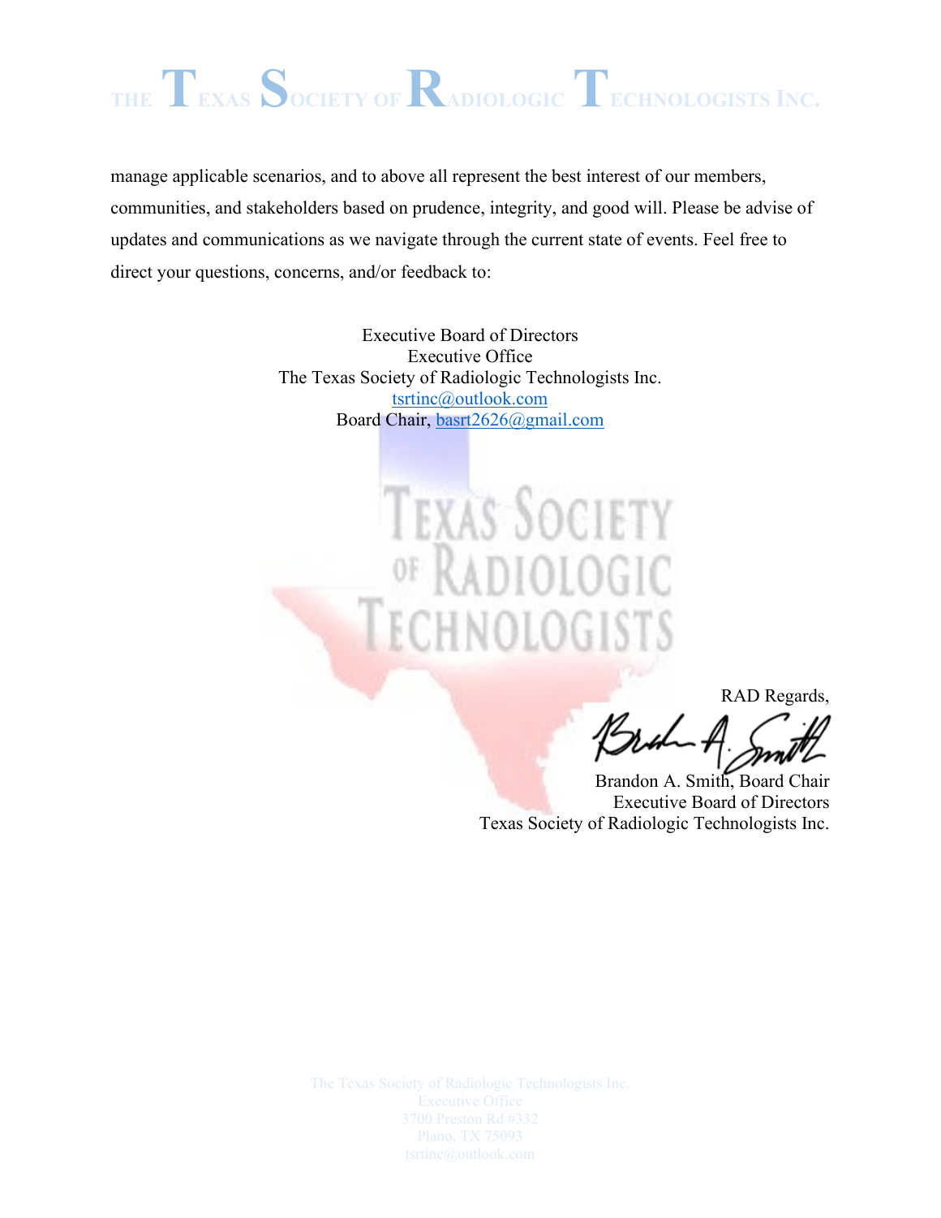manage applicable scenarios, and to above all represent the best interest of our members, communities, and stakeholders based on prudence, integrity, and good will. Please be advise of updates and communications as we navigate through the current state of events. Feel free to direct your questions, concerns, and/or feedback to:

Executive Board of Directors
Executive Office
The Texas Society of Radiologic Technologists Inc.
tsrtinc@outlook.com
Board Chair, basrt2626@gmail.com

RAD Regards,

Brandon A. Smith, Board Chair
Executive Board of Directors
Texas Society of Radiologic Technologists Inc.